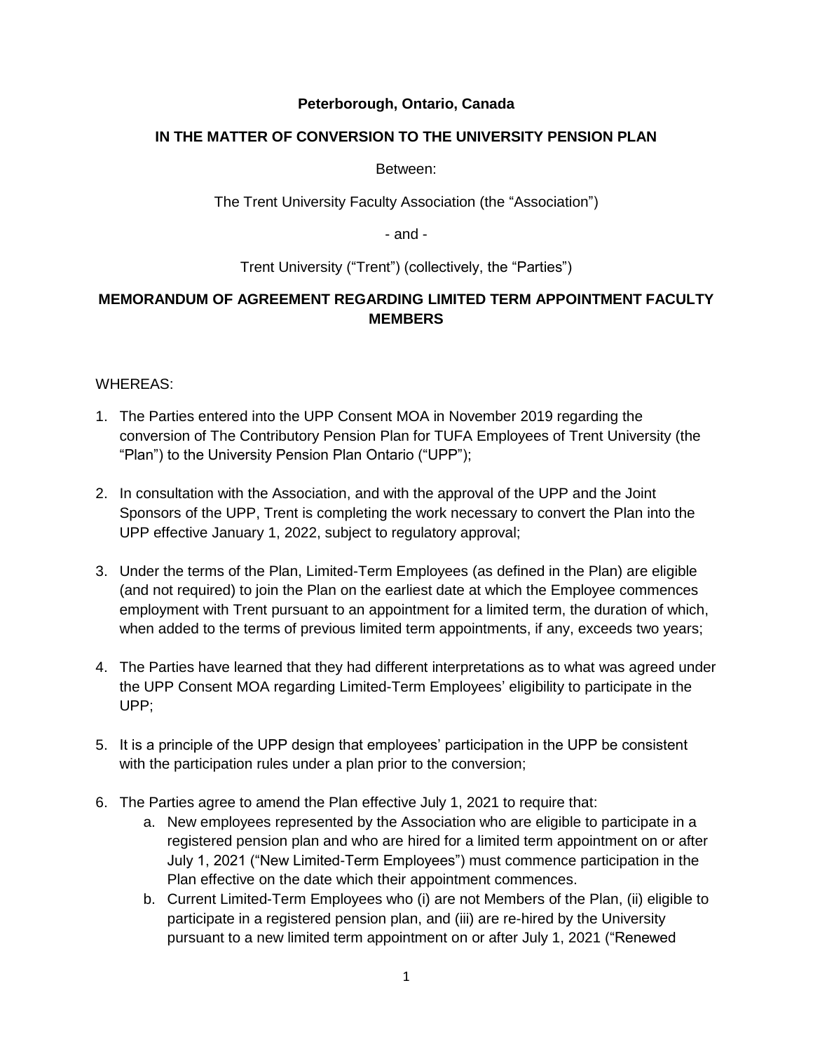**Peterborough, Ontario, Canada**

**IN THE MATTER OF CONVERSION TO THE UNIVERSITY PENSION PLAN**

Between:

The Trent University Faculty Association (the "Association")

- and -

Trent University ("Trent") (collectively, the "Parties")

**MEMORANDUM OF AGREEMENT REGARDING LIMITED TERM APPOINTMENT FACULTY MEMBERS**

WHEREAS:

1. The Parties entered into the UPP Consent MOA in November 2019 regarding the conversion of The Contributory Pension Plan for TUFA Employees of Trent University (the "Plan") to the University Pension Plan Ontario ("UPP");
2. In consultation with the Association, and with the approval of the UPP and the Joint Sponsors of the UPP, Trent is completing the work necessary to convert the Plan into the UPP effective January 1, 2022, subject to regulatory approval;
3. Under the terms of the Plan, Limited-Term Employees (as defined in the Plan) are eligible (and not required) to join the Plan on the earliest date at which the Employee commences employment with Trent pursuant to an appointment for a limited term, the duration of which, when added to the terms of previous limited term appointments, if any, exceeds two years;
4. The Parties have learned that they had different interpretations as to what was agreed under the UPP Consent MOA regarding Limited-Term Employees' eligibility to participate in the UPP;
5. It is a principle of the UPP design that employees' participation in the UPP be consistent with the participation rules under a plan prior to the conversion;
6. The Parties agree to amend the Plan effective July 1, 2021 to require that:
   a. New employees represented by the Association who are eligible to participate in a registered pension plan and who are hired for a limited term appointment on or after July 1, 2021 ("New Limited-Term Employees") must commence participation in the Plan effective on the date which their appointment commences.
   b. Current Limited-Term Employees who (i) are not Members of the Plan, (ii) eligible to participate in a registered pension plan, and (iii) are re-hired by the University pursuant to a new limited term appointment on or after July 1, 2021 ("Renewed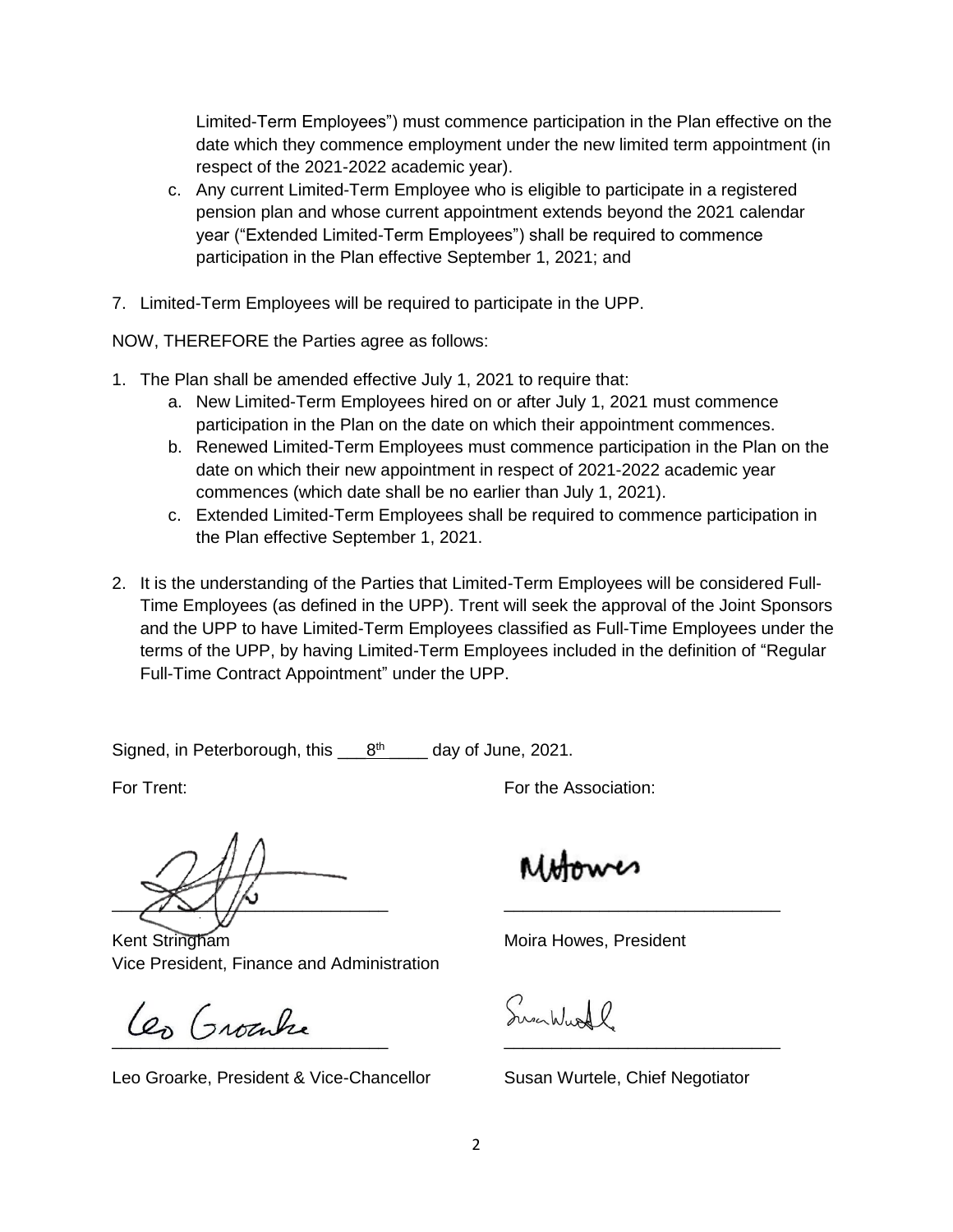Limited-Term Employees") must commence participation in the Plan effective on the date which they commence employment under the new limited term appointment (in respect of the 2021-2022 academic year).

   c. Any current Limited-Term Employee who is eligible to participate in a registered pension plan and whose current appointment extends beyond the 2021 calendar year ("Extended Limited-Term Employees") shall be required to commence participation in the Plan effective September 1, 2021; and

7. Limited-Term Employees will be required to participate in the UPP.

NOW, THEREFORE the Parties agree as follows:

1. The Plan shall be amended effective July 1, 2021 to require that:
   a. New Limited-Term Employees hired on or after July 1, 2021 must commence participation in the Plan on the date on which their appointment commences.
   b. Renewed Limited-Term Employees must commence participation in the Plan on the date on which their new appointment in respect of 2021-2022 academic year commences (which date shall be no earlier than July 1, 2021).
   c. Extended Limited-Term Employees shall be required to commence participation in the Plan effective September 1, 2021.

2. It is the understanding of the Parties that Limited-Term Employees will be considered Full-Time Employees (as defined in the UPP). Trent will seek the approval of the Joint Sponsors and the UPP to have Limited-Term Employees classified as Full-Time Employees under the terms of the UPP, by having Limited-Term Employees included in the definition of "Regular Full-Time Contract Appointment" under the UPP.

Signed, in Peterborough, this 8th day of June, 2021.

For Trent:

Kent Stringham
Vice President, Finance and Administration

Leo Groarke, President & Vice-Chancellor

For the Association:

Moira Howes, President

Susan Wurtele, Chief Negotiator